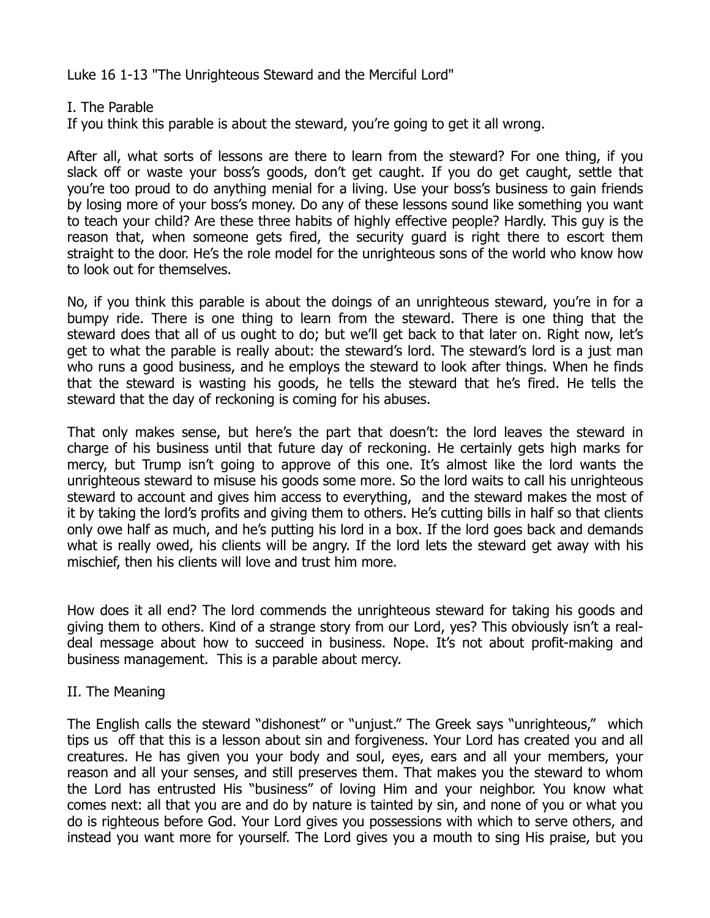# Luke 16 1-13 "The Unrighteous Steward and the Merciful Lord"

## I. The Parable

If you think this parable is about the steward, you're going to get it all wrong.

After all, what sorts of lessons are there to learn from the steward? For one thing, if you slack off or waste your boss's goods, don't get caught. If you do get caught, settle that you're too proud to do anything menial for a living. Use your boss's business to gain friends by losing more of your boss's money. Do any of these lessons sound like something you want to teach your child? Are these three habits of highly effective people? Hardly. This guy is the reason that, when someone gets fired, the security guard is right there to escort them straight to the door. He's the role model for the unrighteous sons of the world who know how to look out for themselves.

No, if you think this parable is about the doings of an unrighteous steward, you're in for a bumpy ride. There is one thing to learn from the steward. There is one thing that the steward does that all of us ought to do; but we'll get back to that later on. Right now, let's get to what the parable is really about: the steward's lord. The steward's lord is a just man who runs a good business, and he employs the steward to look after things. When he finds that the steward is wasting his goods, he tells the steward that he's fired. He tells the steward that the day of reckoning is coming for his abuses.

That only makes sense, but here's the part that doesn't: the lord leaves the steward in charge of his business until that future day of reckoning. He certainly gets high marks for mercy, but Trump isn't going to approve of this one. It's almost like the lord wants the unrighteous steward to misuse his goods some more. So the lord waits to call his unrighteous steward to account and gives him access to everything, and the steward makes the most of it by taking the lord's profits and giving them to others. He's cutting bills in half so that clients only owe half as much, and he's putting his lord in a box. If the lord goes back and demands what is really owed, his clients will be angry. If the lord lets the steward get away with his mischief, then his clients will love and trust him more.

How does it all end? The lord commends the unrighteous steward for taking his goods and giving them to others. Kind of a strange story from our Lord, yes? This obviously isn't a real-deal message about how to succeed in business. Nope. It's not about profit-making and business management. This is a parable about mercy.

## II. The Meaning

The English calls the steward "dishonest" or "unjust." The Greek says "unrighteous," which tips us off that this is a lesson about sin and forgiveness. Your Lord has created you and all creatures. He has given you your body and soul, eyes, ears and all your members, your reason and all your senses, and still preserves them. That makes you the steward to whom the Lord has entrusted His "business" of loving Him and your neighbor. You know what comes next: all that you are and do by nature is tainted by sin, and none of you or what you do is righteous before God. Your Lord gives you possessions with which to serve others, and instead you want more for yourself. The Lord gives you a mouth to sing His praise, but you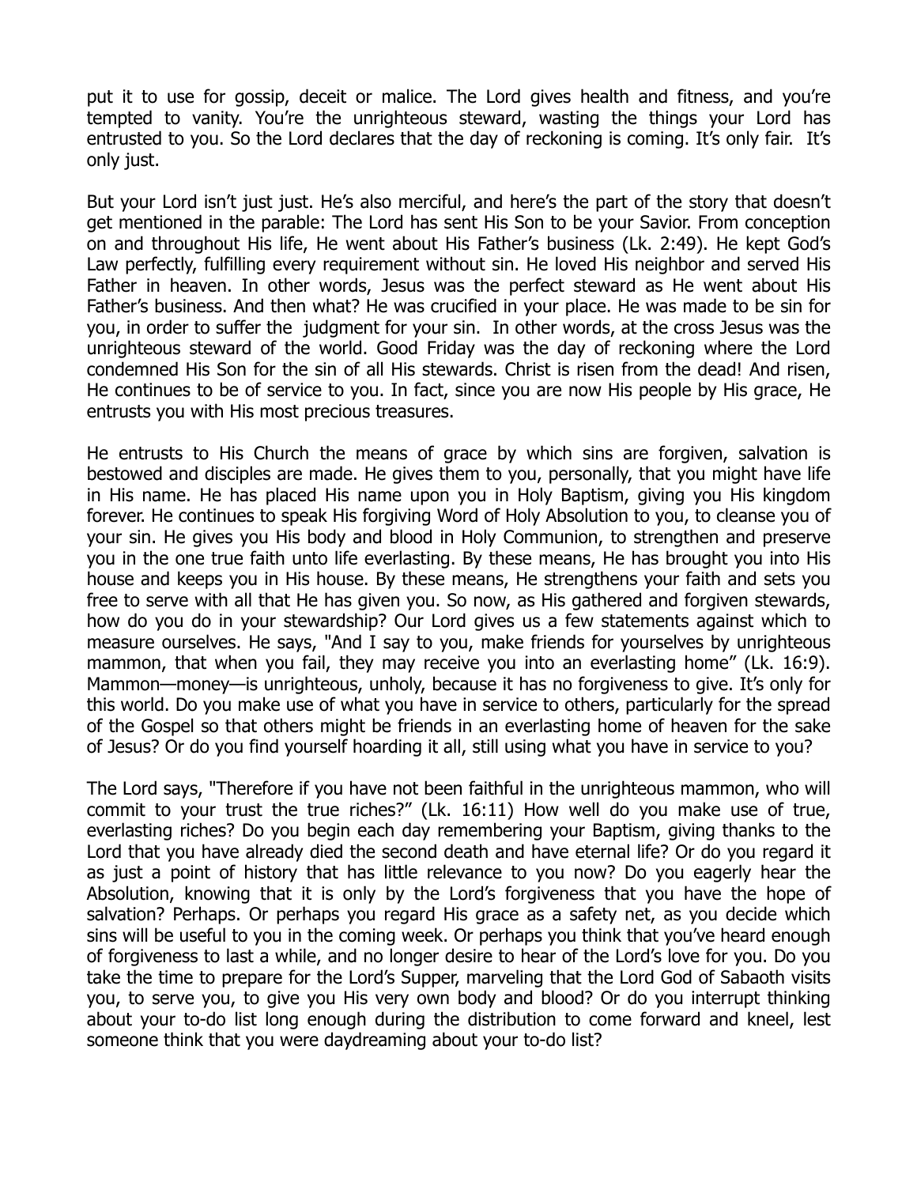put it to use for gossip, deceit or malice. The Lord gives health and fitness, and you're tempted to vanity. You're the unrighteous steward, wasting the things your Lord has entrusted to you. So the Lord declares that the day of reckoning is coming. It's only fair. It's only just.

But your Lord isn't just just. He's also merciful, and here's the part of the story that doesn't get mentioned in the parable: The Lord has sent His Son to be your Savior. From conception on and throughout His life, He went about His Father's business (Lk. 2:49). He kept God's Law perfectly, fulfilling every requirement without sin. He loved His neighbor and served His Father in heaven. In other words, Jesus was the perfect steward as He went about His Father's business. And then what? He was crucified in your place. He was made to be sin for you, in order to suffer the judgment for your sin. In other words, at the cross Jesus was the unrighteous steward of the world. Good Friday was the day of reckoning where the Lord condemned His Son for the sin of all His stewards. Christ is risen from the dead! And risen, He continues to be of service to you. In fact, since you are now His people by His grace, He entrusts you with His most precious treasures.

He entrusts to His Church the means of grace by which sins are forgiven, salvation is bestowed and disciples are made. He gives them to you, personally, that you might have life in His name. He has placed His name upon you in Holy Baptism, giving you His kingdom forever. He continues to speak His forgiving Word of Holy Absolution to you, to cleanse you of your sin. He gives you His body and blood in Holy Communion, to strengthen and preserve you in the one true faith unto life everlasting. By these means, He has brought you into His house and keeps you in His house. By these means, He strengthens your faith and sets you free to serve with all that He has given you. So now, as His gathered and forgiven stewards, how do you do in your stewardship? Our Lord gives us a few statements against which to measure ourselves. He says, "And I say to you, make friends for yourselves by unrighteous mammon, that when you fail, they may receive you into an everlasting home" (Lk. 16:9). Mammon—money—is unrighteous, unholy, because it has no forgiveness to give. It's only for this world. Do you make use of what you have in service to others, particularly for the spread of the Gospel so that others might be friends in an everlasting home of heaven for the sake of Jesus? Or do you find yourself hoarding it all, still using what you have in service to you?

The Lord says, "Therefore if you have not been faithful in the unrighteous mammon, who will commit to your trust the true riches?" (Lk. 16:11) How well do you make use of true, everlasting riches? Do you begin each day remembering your Baptism, giving thanks to the Lord that you have already died the second death and have eternal life? Or do you regard it as just a point of history that has little relevance to you now? Do you eagerly hear the Absolution, knowing that it is only by the Lord's forgiveness that you have the hope of salvation? Perhaps. Or perhaps you regard His grace as a safety net, as you decide which sins will be useful to you in the coming week. Or perhaps you think that you've heard enough of forgiveness to last a while, and no longer desire to hear of the Lord's love for you. Do you take the time to prepare for the Lord's Supper, marveling that the Lord God of Sabaoth visits you, to serve you, to give you His very own body and blood? Or do you interrupt thinking about your to-do list long enough during the distribution to come forward and kneel, lest someone think that you were daydreaming about your to-do list?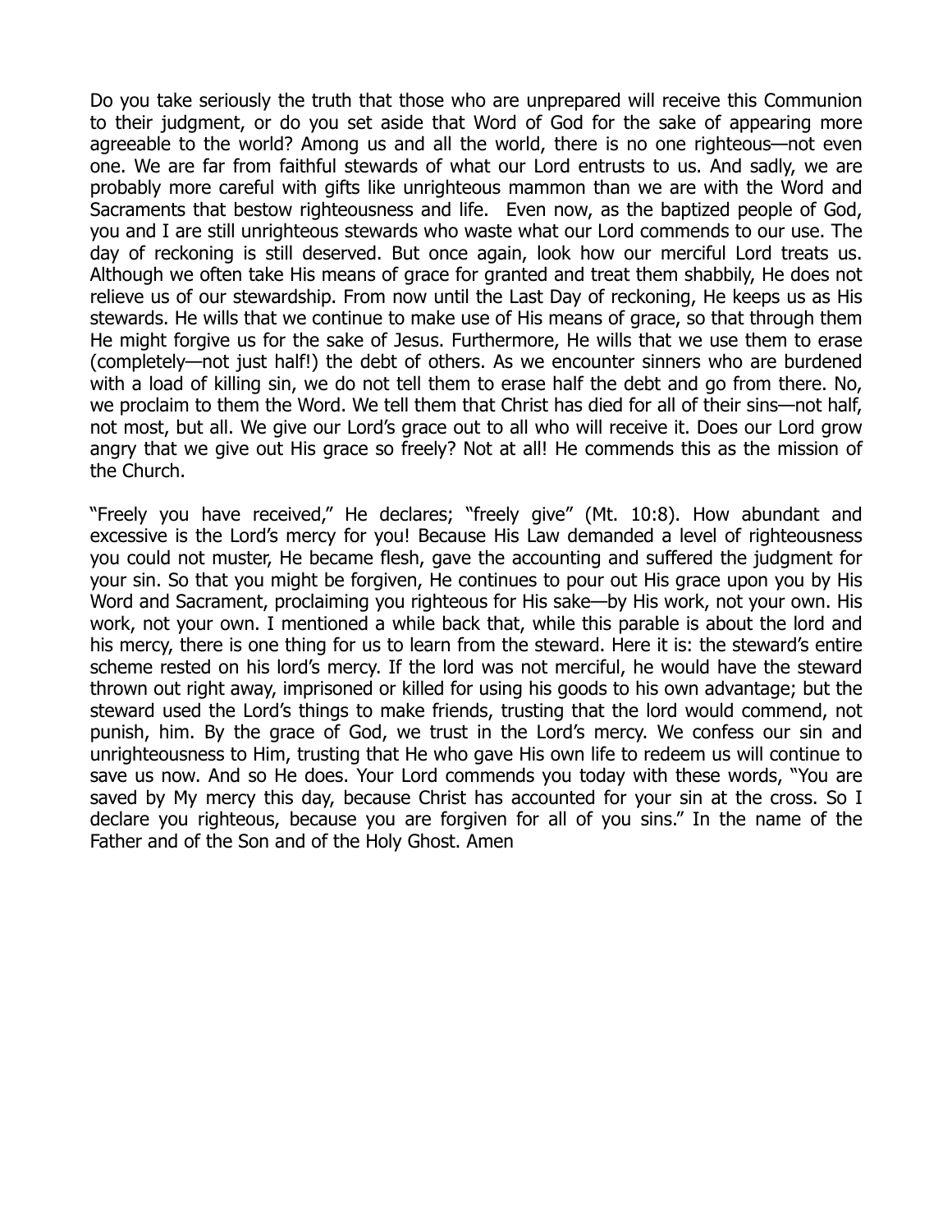Do you take seriously the truth that those who are unprepared will receive this Communion to their judgment, or do you set aside that Word of God for the sake of appearing more agreeable to the world? Among us and all the world, there is no one righteous—not even one. We are far from faithful stewards of what our Lord entrusts to us. And sadly, we are probably more careful with gifts like unrighteous mammon than we are with the Word and Sacraments that bestow righteousness and life. Even now, as the baptized people of God, you and I are still unrighteous stewards who waste what our Lord commends to our use. The day of reckoning is still deserved. But once again, look how our merciful Lord treats us. Although we often take His means of grace for granted and treat them shabbily, He does not relieve us of our stewardship. From now until the Last Day of reckoning, He keeps us as His stewards. He wills that we continue to make use of His means of grace, so that through them He might forgive us for the sake of Jesus. Furthermore, He wills that we use them to erase (completely—not just half!) the debt of others. As we encounter sinners who are burdened with a load of killing sin, we do not tell them to erase half the debt and go from there. No, we proclaim to them the Word. We tell them that Christ has died for all of their sins—not half, not most, but all. We give our Lord's grace out to all who will receive it. Does our Lord grow angry that we give out His grace so freely? Not at all! He commends this as the mission of the Church.

"Freely you have received," He declares; "freely give" (Mt. 10:8). How abundant and excessive is the Lord's mercy for you! Because His Law demanded a level of righteousness you could not muster, He became flesh, gave the accounting and suffered the judgment for your sin. So that you might be forgiven, He continues to pour out His grace upon you by His Word and Sacrament, proclaiming you righteous for His sake—by His work, not your own. His work, not your own. I mentioned a while back that, while this parable is about the lord and his mercy, there is one thing for us to learn from the steward. Here it is: the steward's entire scheme rested on his lord's mercy. If the lord was not merciful, he would have the steward thrown out right away, imprisoned or killed for using his goods to his own advantage; but the steward used the Lord's things to make friends, trusting that the lord would commend, not punish, him. By the grace of God, we trust in the Lord's mercy. We confess our sin and unrighteousness to Him, trusting that He who gave His own life to redeem us will continue to save us now. And so He does. Your Lord commends you today with these words, "You are saved by My mercy this day, because Christ has accounted for your sin at the cross. So I declare you righteous, because you are forgiven for all of you sins." In the name of the Father and of the Son and of the Holy Ghost. Amen